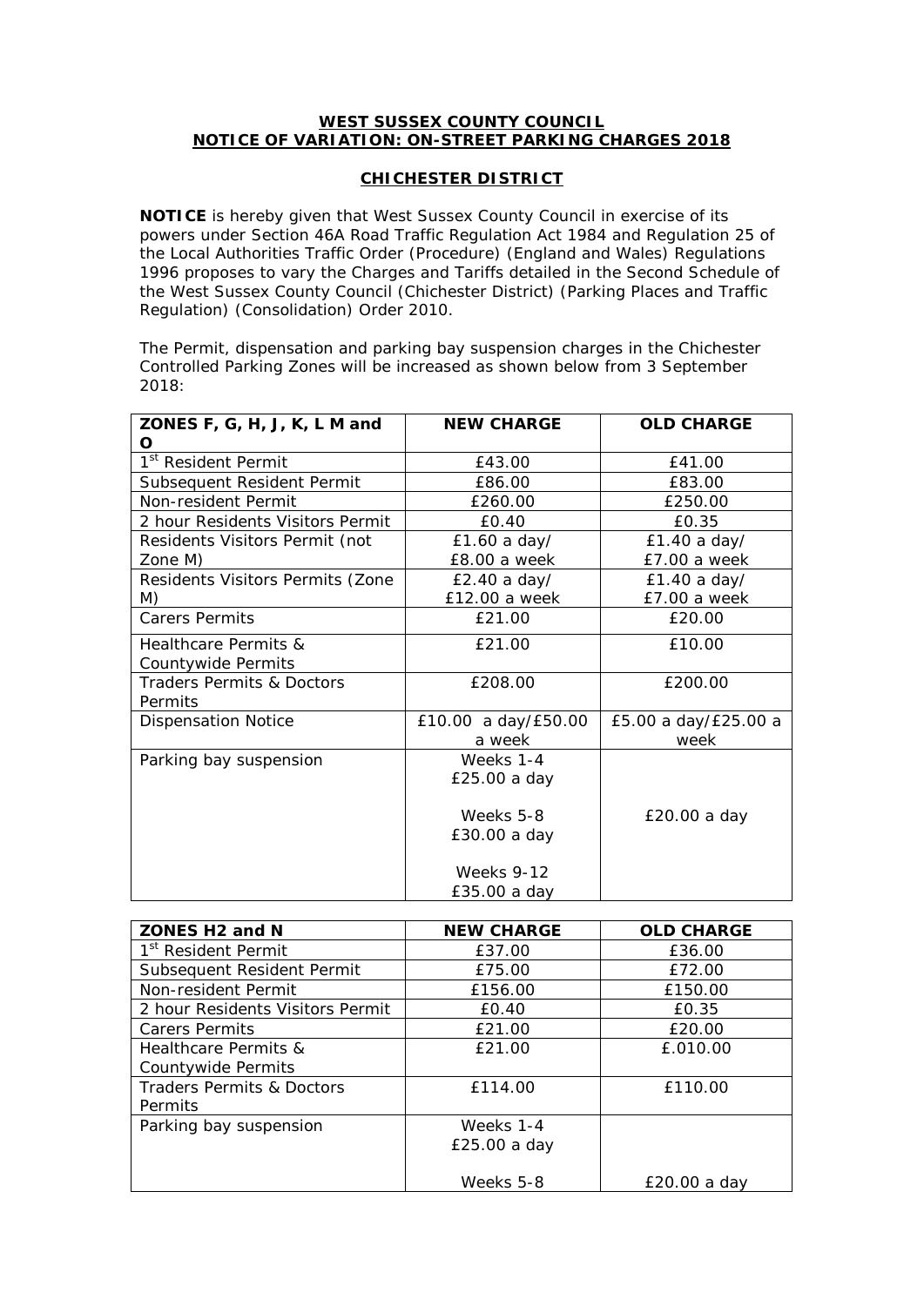**WEST SUSSEX COUNTY COUNCIL**
**NOTICE OF VARIATION: ON-STREET PARKING CHARGES 2018**

**CHICHESTER DISTRICT**

**NOTICE** is hereby given that West Sussex County Council in exercise of its powers under Section 46A Road Traffic Regulation Act 1984 and Regulation 25 of the Local Authorities Traffic Order (Procedure) (England and Wales) Regulations 1996 proposes to vary the Charges and Tariffs detailed in the Second Schedule of the West Sussex County Council (Chichester District) (Parking Places and Traffic Regulation) (Consolidation) Order 2010.

The Permit, dispensation and parking bay suspension charges in the Chichester Controlled Parking Zones will be increased as shown below from 3 September 2018:

| ZONES F, G, H, J, K, L M and O | NEW CHARGE | OLD CHARGE |
|---|---|---|
| 1st Resident Permit | £43.00 | £41.00 |
| Subsequent Resident Permit | £86.00 | £83.00 |
| Non-resident Permit | £260.00 | £250.00 |
| 2 hour Residents Visitors Permit | £0.40 | £0.35 |
| Residents Visitors Permit (not Zone M) | £1.60 a day/ £8.00 a week | £1.40 a day/ £7.00 a week |
| Residents Visitors Permits (Zone M) | £2.40 a day/ £12.00 a week | £1.40 a day/ £7.00 a week |
| Carers Permits | £21.00 | £20.00 |
| Healthcare Permits & Countywide Permits | £21.00 | £10.00 |
| Traders Permits & Doctors Permits | £208.00 | £200.00 |
| Dispensation Notice | £10.00 a day/£50.00 a week | £5.00 a day/£25.00 a week |
| Parking bay suspension | Weeks 1-4 £25.00 a day<br><br>Weeks 5-8 £30.00 a day<br><br>Weeks 9-12 £35.00 a day | £20.00 a day |

| ZONES H2 and N | NEW CHARGE | OLD CHARGE |
|---|---|---|
| 1st Resident Permit | £37.00 | £36.00 |
| Subsequent Resident Permit | £75.00 | £72.00 |
| Non-resident Permit | £156.00 | £150.00 |
| 2 hour Residents Visitors Permit | £0.40 | £0.35 |
| Carers Permits | £21.00 | £20.00 |
| Healthcare Permits & Countywide Permits | £21.00 | £.010.00 |
| Traders Permits & Doctors Permits | £114.00 | £110.00 |
| Parking bay suspension | Weeks 1-4 £25.00 a day<br><br>Weeks 5-8 | £20.00 a day |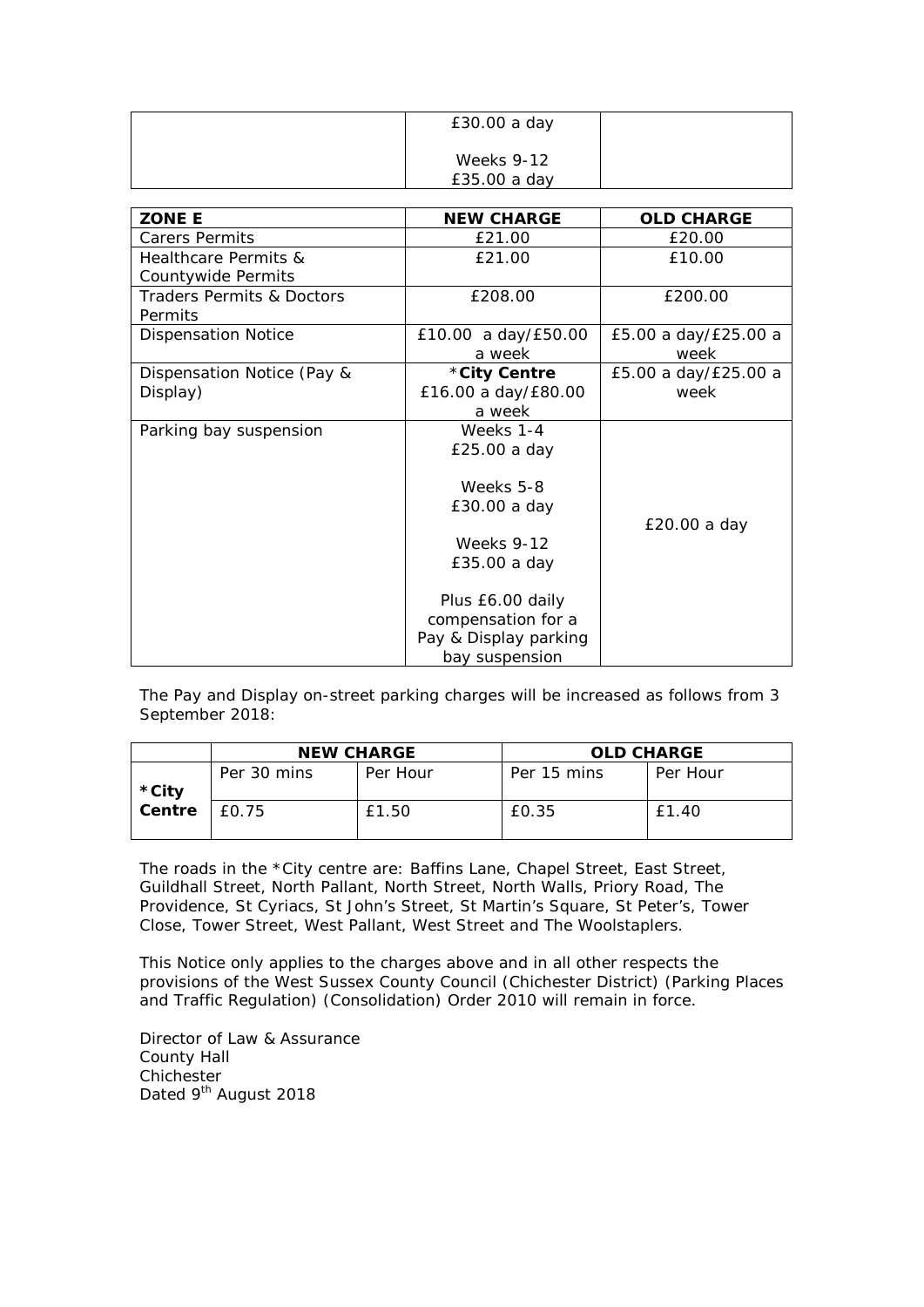| | | |
|---|---|---|
| | £30.00 a day<br><br>Weeks 9-12<br>£35.00 a day | |

| ZONE E | NEW CHARGE | OLD CHARGE |
|---|---|---|
| Carers Permits | £21.00 | £20.00 |
| Healthcare Permits & Countywide Permits | £21.00 | £10.00 |
| Traders Permits & Doctors Permits | £208.00 | £200.00 |
| Dispensation Notice | £10.00 a day/£50.00 a week | £5.00 a day/£25.00 a week |
| Dispensation Notice (Pay & Display) | ***City Centre**<br>£16.00 a day/£80.00 a week | £5.00 a day/£25.00 a week |
| Parking bay suspension | Weeks 1-4<br>£25.00 a day<br><br>Weeks 5-8<br>£30.00 a day<br><br>Weeks 9-12<br>£35.00 a day<br><br>Plus £6.00 daily compensation for a Pay & Display parking bay suspension | £20.00 a day |

The Pay and Display on-street parking charges will be increased as follows from 3 September 2018:

| | NEW CHARGE | | OLD CHARGE | |
|---|---|---|---|---|
| ***City Centre** | Per 30 mins | Per Hour | Per 15 mins | Per Hour |
| | £0.75 | £1.50 | £0.35 | £1.40 |

The roads in the *City centre are: Baffins Lane, Chapel Street, East Street, Guildhall Street, North Pallant, North Street, North Walls, Priory Road, The Providence, St Cyriacs, St John's Street, St Martin's Square, St Peter's, Tower Close, Tower Street, West Pallant, West Street and The Woolstaplers.

This Notice only applies to the charges above and in all other respects the provisions of the West Sussex County Council (Chichester District) (Parking Places and Traffic Regulation) (Consolidation) Order 2010 will remain in force.

Director of Law & Assurance
County Hall
Chichester
Dated 9th August 2018